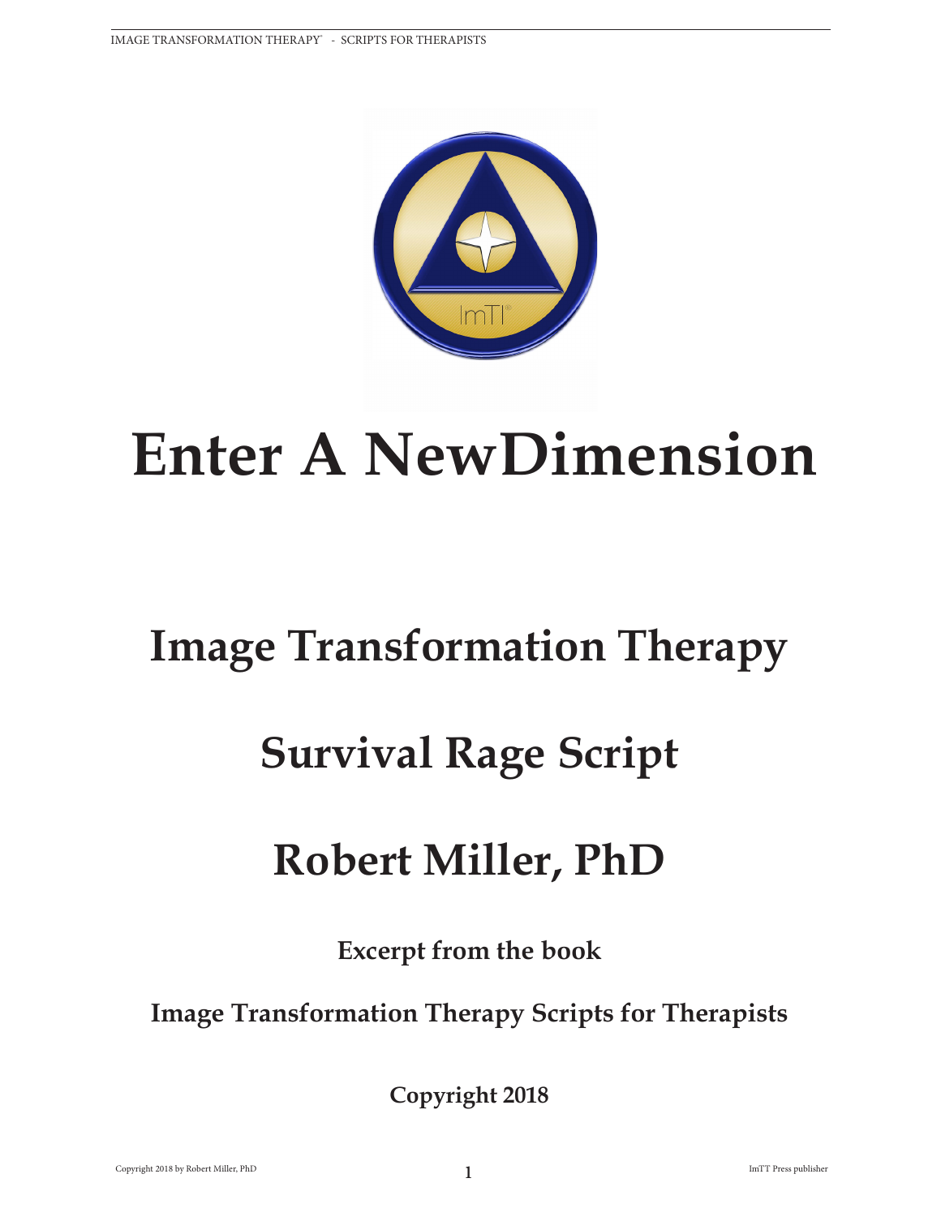# Enter A NewDimension

## Image Transformation Therapy

## Survival Rage Script

## Robert Miller, PhD

**Excerpt from the book**

**Image Transformation Therapy Scripts for Therapists**

**Copyright 2018**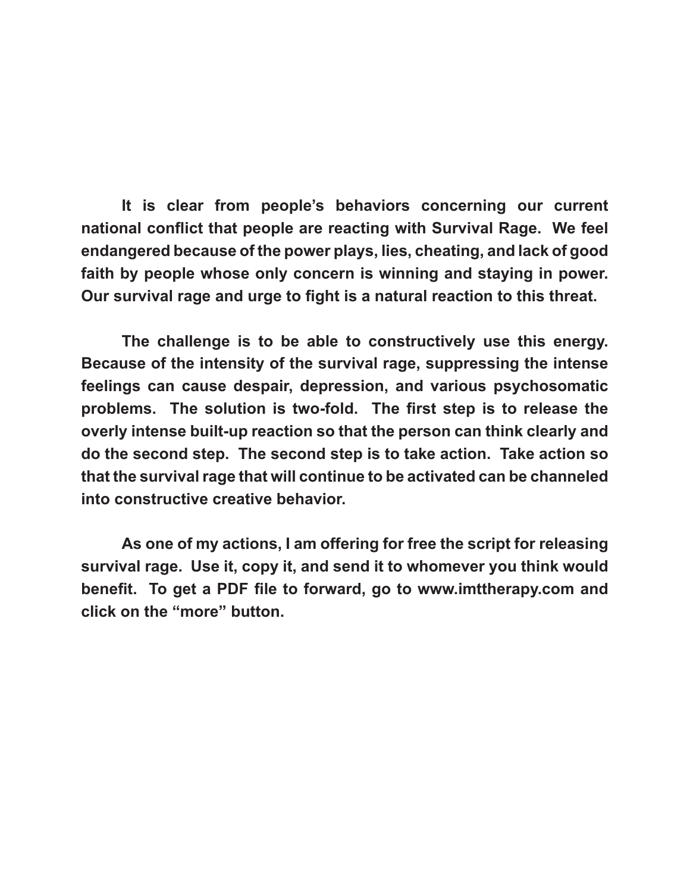**It is clear from people's behaviors concerning our current national conflict that people are reacting with Survival Rage. We feel endangered because of the power plays, lies, cheating, and lack of good faith by people whose only concern is winning and staying in power. Our survival rage and urge to fight is a natural reaction to this threat.**

**The challenge is to be able to constructively use this energy. Because of the intensity of the survival rage, suppressing the intense feelings can cause despair, depression, and various psychosomatic problems. The solution is two-fold. The first step is to release the overly intense built-up reaction so that the person can think clearly and do the second step. The second step is to take action. Take action so that the survival rage that will continue to be activated can be channeled into constructive creative behavior.**

**As one of my actions, I am offering for free the script for releasing survival rage. Use it, copy it, and send it to whomever you think would benefit. To get a PDF file to forward, go to www.imttherapy.com and click on the "more" button.**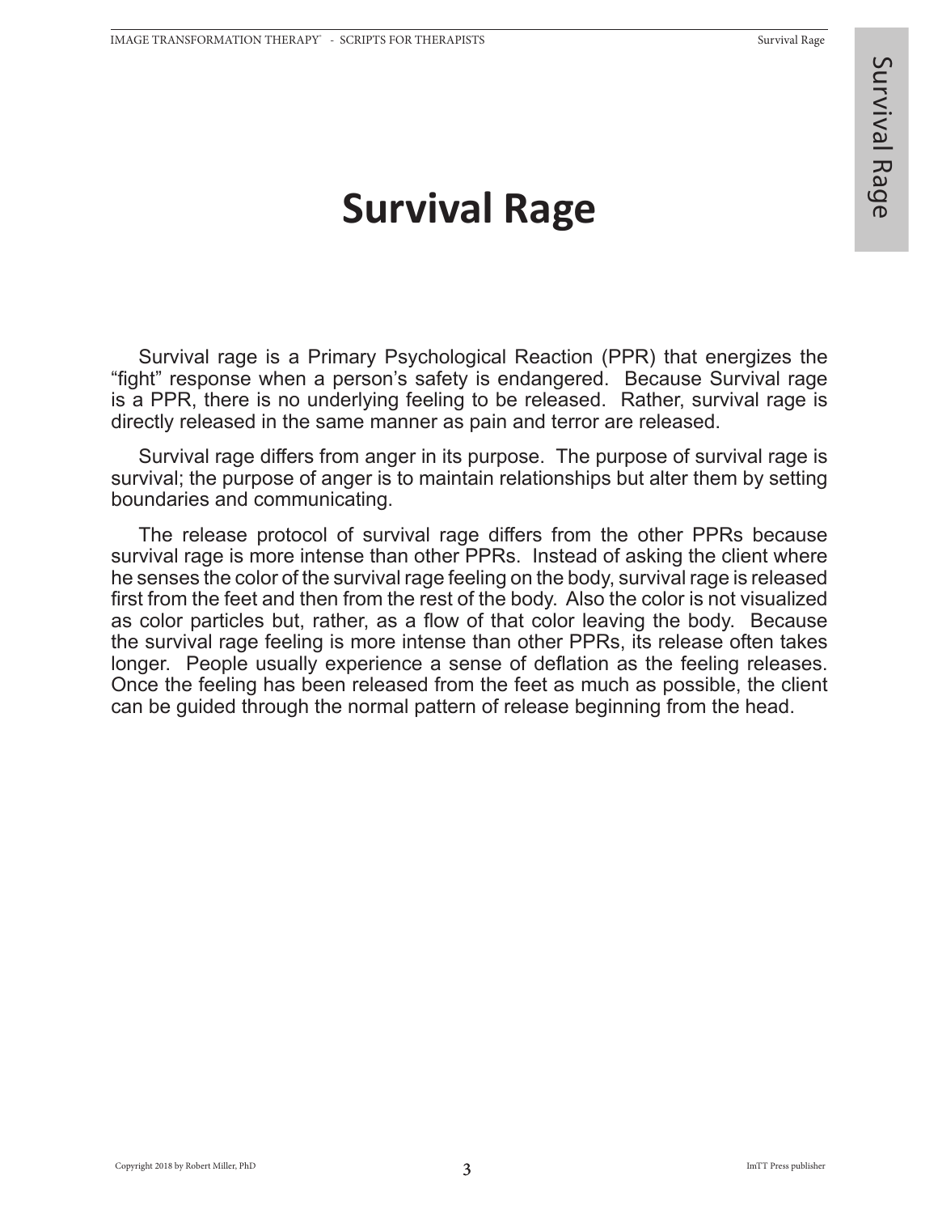# Survival Rage

Survival rage is a Primary Psychological Reaction (PPR) that energizes the "fight" response when a person's safety is endangered. Because Survival rage is a PPR, there is no underlying feeling to be released. Rather, survival rage is directly released in the same manner as pain and terror are released.

Survival rage differs from anger in its purpose. The purpose of survival rage is survival; the purpose of anger is to maintain relationships but alter them by setting boundaries and communicating.

The release protocol of survival rage differs from the other PPRs because survival rage is more intense than other PPRs. Instead of asking the client where he senses the color of the survival rage feeling on the body, survival rage is released first from the feet and then from the rest of the body. Also the color is not visualized as color particles but, rather, as a flow of that color leaving the body. Because the survival rage feeling is more intense than other PPRs, its release often takes longer. People usually experience a sense of deflation as the feeling releases. Once the feeling has been released from the feet as much as possible, the client can be guided through the normal pattern of release beginning from the head.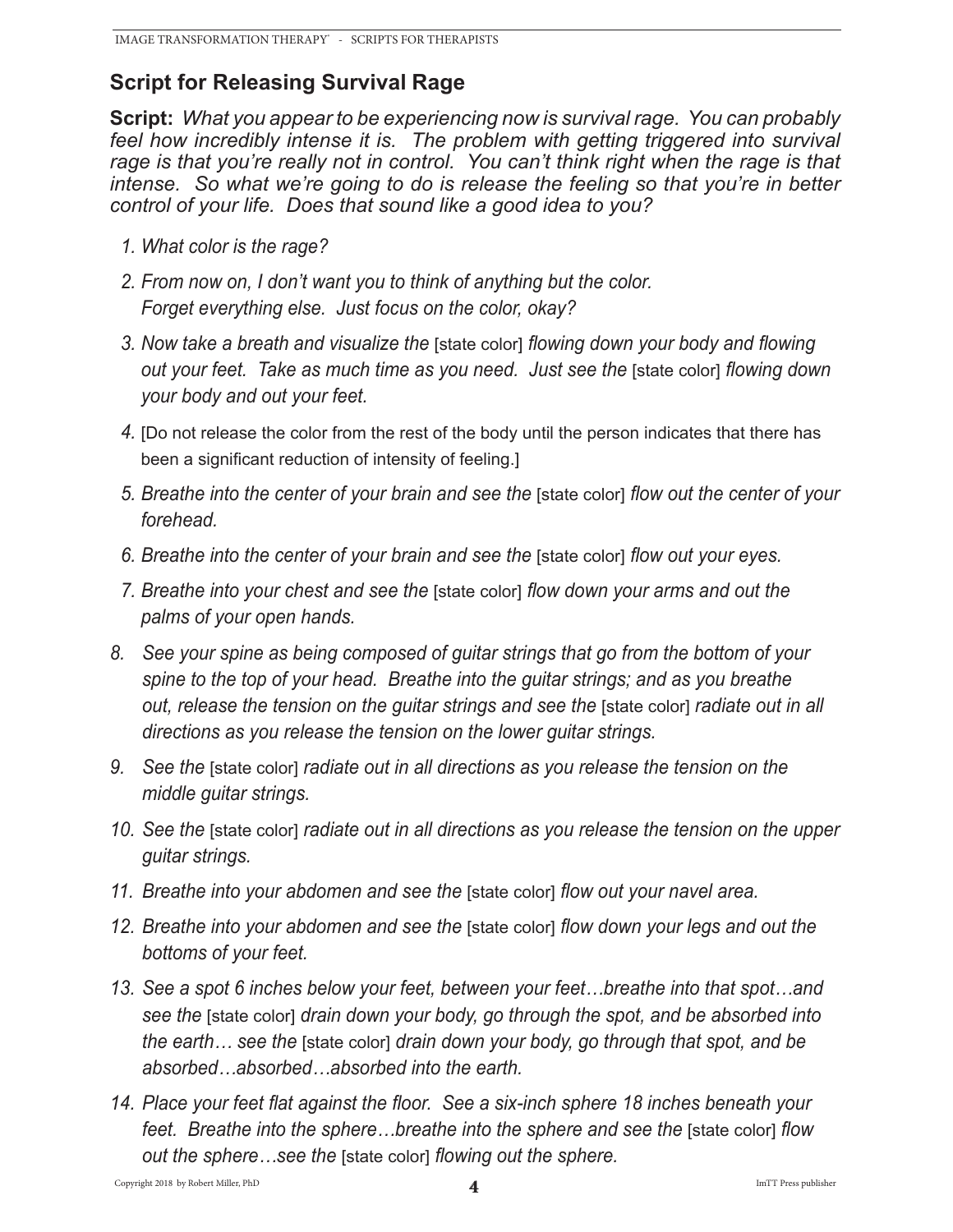## Script for Releasing Survival Rage

**Script:** *What you appear to be experiencing now is survival rage. You can probably feel how incredibly intense it is. The problem with getting triggered into survival rage is that you're really not in control. You can't think right when the rage is that intense. So what we're going to do is release the feeling so that you're in better control of your life. Does that sound like a good idea to you?*

1. *What color is the rage?*
2. *From now on, I don't want you to think of anything but the color. Forget everything else. Just focus on the color, okay?*
3. *Now take a breath and visualize the* [state color] *flowing down your body and flowing out your feet. Take as much time as you need. Just see the* [state color] *flowing down your body and out your feet.*
4. [Do not release the color from the rest of the body until the person indicates that there has been a significant reduction of intensity of feeling.]
5. *Breathe into the center of your brain and see the* [state color] *flow out the center of your forehead.*
6. *Breathe into the center of your brain and see the* [state color] *flow out your eyes.*
7. *Breathe into your chest and see the* [state color] *flow down your arms and out the palms of your open hands.*
8. *See your spine as being composed of guitar strings that go from the bottom of your spine to the top of your head. Breathe into the guitar strings; and as you breathe out, release the tension on the guitar strings and see the* [state color] *radiate out in all directions as you release the tension on the lower guitar strings.*
9. *See the* [state color] *radiate out in all directions as you release the tension on the middle guitar strings.*
10. *See the* [state color] *radiate out in all directions as you release the tension on the upper guitar strings.*
11. *Breathe into your abdomen and see the* [state color] *flow out your navel area.*
12. *Breathe into your abdomen and see the* [state color] *flow down your legs and out the bottoms of your feet.*
13. *See a spot 6 inches below your feet, between your feet…breathe into that spot…and see the* [state color] *drain down your body, go through the spot, and be absorbed into the earth… see the* [state color] *drain down your body, go through that spot, and be absorbed…absorbed…absorbed into the earth.*
14. *Place your feet flat against the floor. See a six-inch sphere 18 inches beneath your feet. Breathe into the sphere…breathe into the sphere and see the* [state color] *flow out the sphere…see the* [state color] *flowing out the sphere.*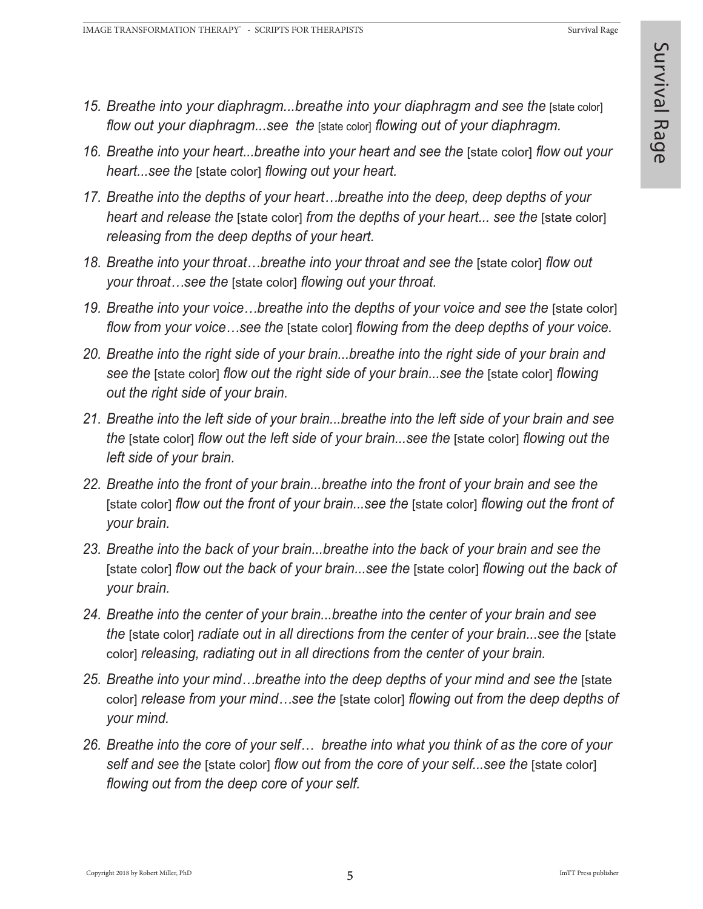15. *Breathe into your diaphragm...breathe into your diaphragm and see the* [state color] *flow out your diaphragm...see the* [state color] *flowing out of your diaphragm.*
16. *Breathe into your heart...breathe into your heart and see the* [state color] *flow out your heart...see the* [state color] *flowing out your heart.*
17. *Breathe into the depths of your heart…breathe into the deep, deep depths of your heart and release the* [state color] *from the depths of your heart... see the* [state color] *releasing from the deep depths of your heart.*
18. *Breathe into your throat…breathe into your throat and see the* [state color] *flow out your throat…see the* [state color] *flowing out your throat.*
19. *Breathe into your voice…breathe into the depths of your voice and see the* [state color] *flow from your voice…see the* [state color] *flowing from the deep depths of your voice.*
20. *Breathe into the right side of your brain...breathe into the right side of your brain and see the* [state color] *flow out the right side of your brain...see the* [state color] *flowing out the right side of your brain.*
21. *Breathe into the left side of your brain...breathe into the left side of your brain and see the* [state color] *flow out the left side of your brain...see the* [state color] *flowing out the left side of your brain.*
22. *Breathe into the front of your brain...breathe into the front of your brain and see the* [state color] *flow out the front of your brain...see the* [state color] *flowing out the front of your brain.*
23. *Breathe into the back of your brain...breathe into the back of your brain and see the* [state color] *flow out the back of your brain...see the* [state color] *flowing out the back of your brain.*
24. *Breathe into the center of your brain...breathe into the center of your brain and see the* [state color] *radiate out in all directions from the center of your brain...see the* [state color] *releasing, radiating out in all directions from the center of your brain.*
25. *Breathe into your mind…breathe into the deep depths of your mind and see the* [state color] *release from your mind…see the* [state color] *flowing out from the deep depths of your mind.*
26. *Breathe into the core of your self… breathe into what you think of as the core of your self and see the* [state color] *flow out from the core of your self...see the* [state color] *flowing out from the deep core of your self.*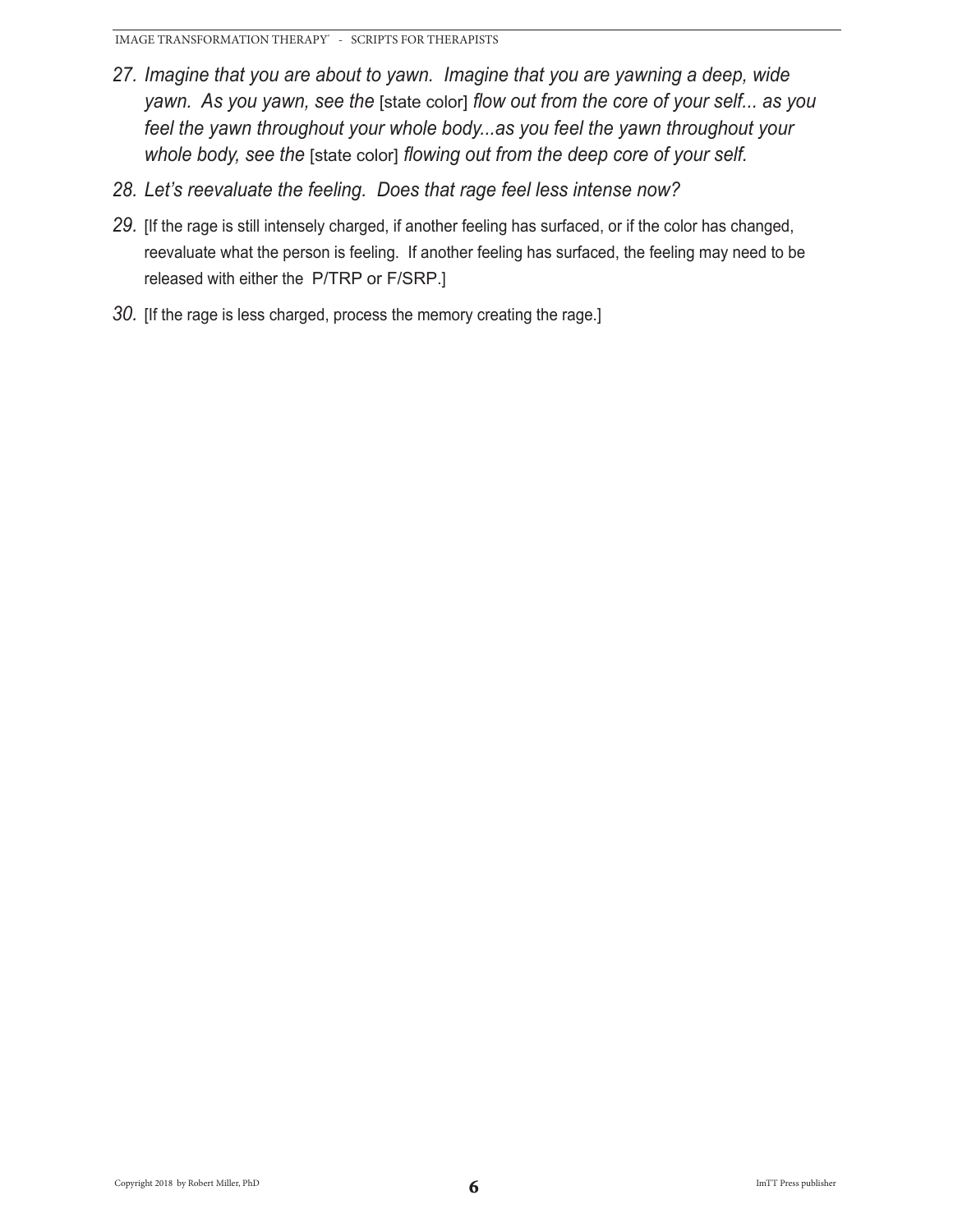27. *Imagine that you are about to yawn. Imagine that you are yawning a deep, wide yawn. As you yawn, see the* [state color] *flow out from the core of your self... as you feel the yawn throughout your whole body...as you feel the yawn throughout your whole body, see the* [state color] *flowing out from the deep core of your self.*

28. *Let's reevaluate the feeling. Does that rage feel less intense now?*

29. [If the rage is still intensely charged, if another feeling has surfaced, or if the color has changed, reevaluate what the person is feeling. If another feeling has surfaced, the feeling may need to be released with either the P/TRP or F/SRP.]

30. [If the rage is less charged, process the memory creating the rage.]